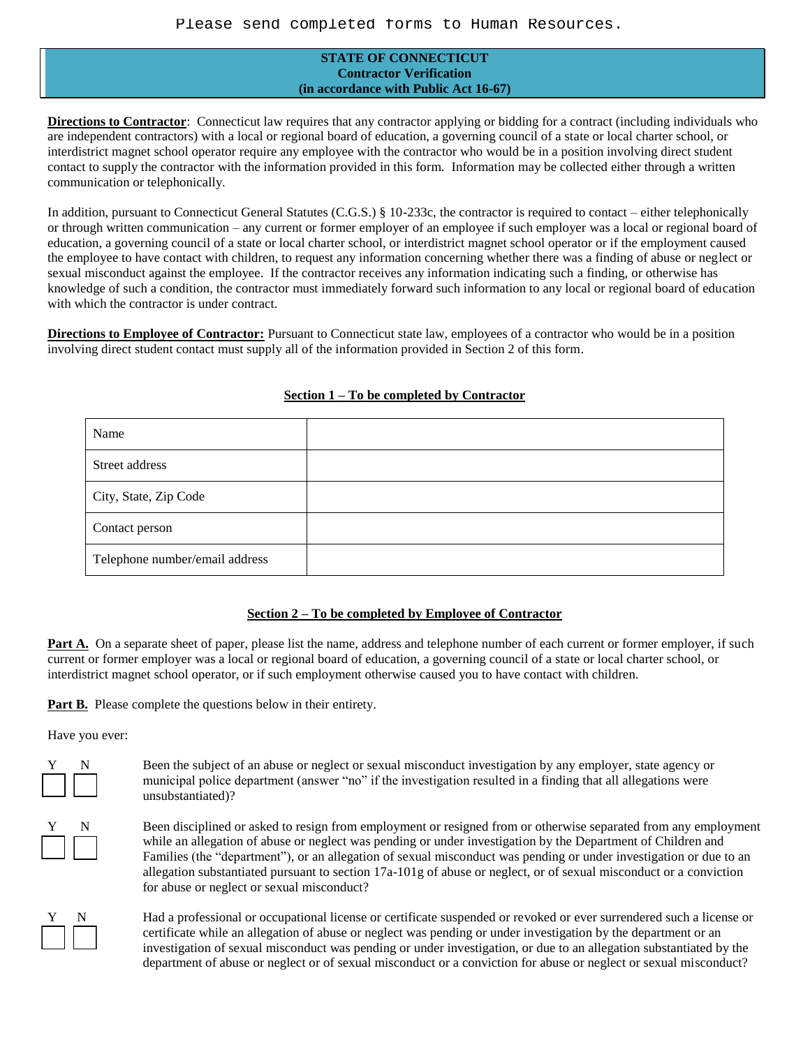Please send completed forms to Human Resources.

# STATE OF CONNECTICUT
## Contractor Verification
### (in accordance with Public Act 16-67)

**Directions to Contractor**: Connecticut law requires that any contractor applying or bidding for a contract (including individuals who are independent contractors) with a local or regional board of education, a governing council of a state or local charter school, or interdistrict magnet school operator require any employee with the contractor who would be in a position involving direct student contact to supply the contractor with the information provided in this form. Information may be collected either through a written communication or telephonically.

In addition, pursuant to Connecticut General Statutes (C.G.S.) § 10-233c, the contractor is required to contact – either telephonically or through written communication – any current or former employer of an employee if such employer was a local or regional board of education, a governing council of a state or local charter school, or interdistrict magnet school operator or if the employment caused the employee to have contact with children, to request any information concerning whether there was a finding of abuse or neglect or sexual misconduct against the employee. If the contractor receives any information indicating such a finding, or otherwise has knowledge of such a condition, the contractor must immediately forward such information to any local or regional board of education with which the contractor is under contract.

**Directions to Employee of Contractor:** Pursuant to Connecticut state law, employees of a contractor who would be in a position involving direct student contact must supply all of the information provided in Section 2 of this form.

## Section 1 – To be completed by Contractor

| | |
|---|---|
| Name | |
| Street address | |
| City, State, Zip Code | |
| Contact person | |
| Telephone number/email address | |

## Section 2 – To be completed by Employee of Contractor

**Part A.** On a separate sheet of paper, please list the name, address and telephone number of each current or former employer, if such current or former employer was a local or regional board of education, a governing council of a state or local charter school, or interdistrict magnet school operator, or if such employment otherwise caused you to have contact with children.

**Part B.** Please complete the questions below in their entirety.

Have you ever:

Y ☐ N ☐ Been the subject of an abuse or neglect or sexual misconduct investigation by any employer, state agency or municipal police department (answer "no" if the investigation resulted in a finding that all allegations were unsubstantiated)?

Y ☐ N ☐ Been disciplined or asked to resign from employment or resigned from or otherwise separated from any employment while an allegation of abuse or neglect was pending or under investigation by the Department of Children and Families (the "department"), or an allegation of sexual misconduct was pending or under investigation or due to an allegation substantiated pursuant to section 17a-101g of abuse or neglect, or of sexual misconduct or a conviction for abuse or neglect or sexual misconduct?

Y ☐ N ☐ Had a professional or occupational license or certificate suspended or revoked or ever surrendered such a license or certificate while an allegation of abuse or neglect was pending or under investigation by the department or an investigation of sexual misconduct was pending or under investigation, or due to an allegation substantiated by the department of abuse or neglect or of sexual misconduct or a conviction for abuse or neglect or sexual misconduct?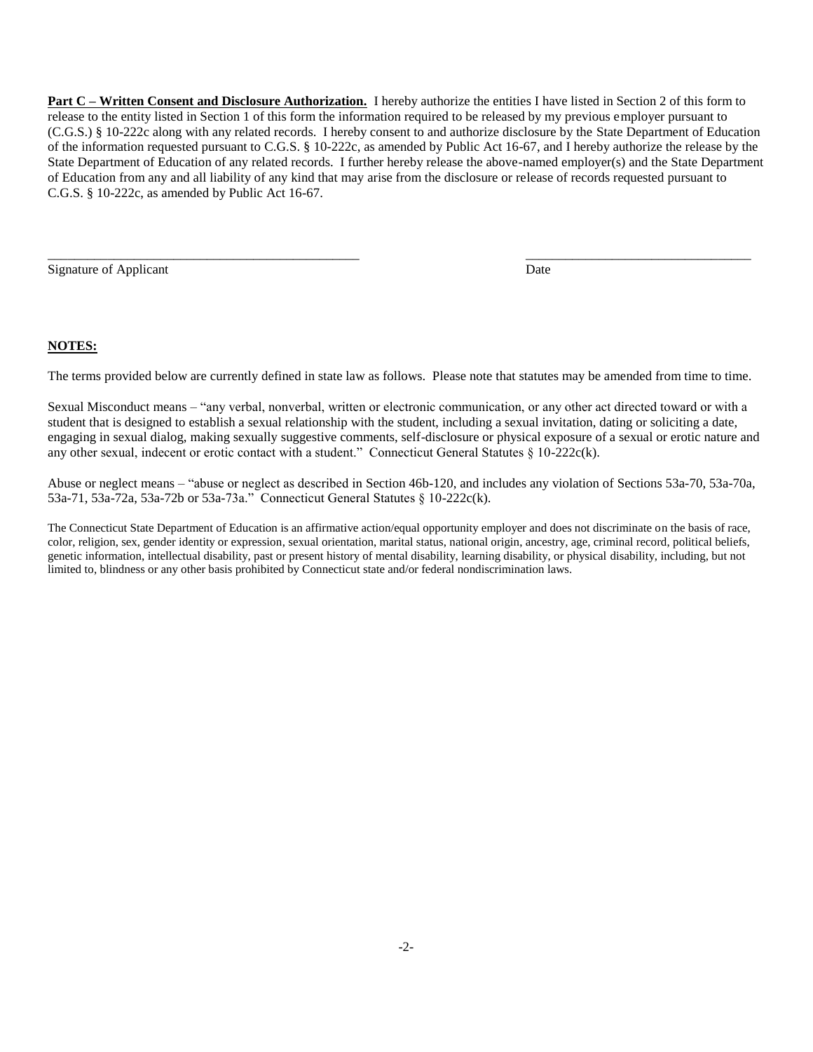**Part C – Written Consent and Disclosure Authorization.** I hereby authorize the entities I have listed in Section 2 of this form to release to the entity listed in Section 1 of this form the information required to be released by my previous employer pursuant to (C.G.S.) § 10-222c along with any related records. I hereby consent to and authorize disclosure by the State Department of Education of the information requested pursuant to C.G.S. § 10-222c, as amended by Public Act 16-67, and I hereby authorize the release by the State Department of Education of any related records. I further hereby release the above-named employer(s) and the State Department of Education from any and all liability of any kind that may arise from the disclosure or release of records requested pursuant to C.G.S. § 10-222c, as amended by Public Act 16-67.

\_\_\_\_\_\_\_\_\_\_\_\_\_\_\_\_\_\_\_\_\_\_\_\_\_\_\_\_\_\_\_\_\_\_\_\_\_\_\_\_\_\_\_\_\_\_\_\_ \_\_\_\_\_\_\_\_\_\_\_\_\_\_\_\_\_\_\_\_\_\_\_\_\_\_\_\_\_\_\_\_\_\_\_

Signature of Applicant Date

**NOTES:**

The terms provided below are currently defined in state law as follows. Please note that statutes may be amended from time to time.

Sexual Misconduct means – "any verbal, nonverbal, written or electronic communication, or any other act directed toward or with a student that is designed to establish a sexual relationship with the student, including a sexual invitation, dating or soliciting a date, engaging in sexual dialog, making sexually suggestive comments, self-disclosure or physical exposure of a sexual or erotic nature and any other sexual, indecent or erotic contact with a student." Connecticut General Statutes § 10-222c(k).

Abuse or neglect means – "abuse or neglect as described in Section 46b-120, and includes any violation of Sections 53a-70, 53a-70a, 53a-71, 53a-72a, 53a-72b or 53a-73a." Connecticut General Statutes § 10-222c(k).

The Connecticut State Department of Education is an affirmative action/equal opportunity employer and does not discriminate on the basis of race, color, religion, sex, gender identity or expression, sexual orientation, marital status, national origin, ancestry, age, criminal record, political beliefs, genetic information, intellectual disability, past or present history of mental disability, learning disability, or physical disability, including, but not limited to, blindness or any other basis prohibited by Connecticut state and/or federal nondiscrimination laws.